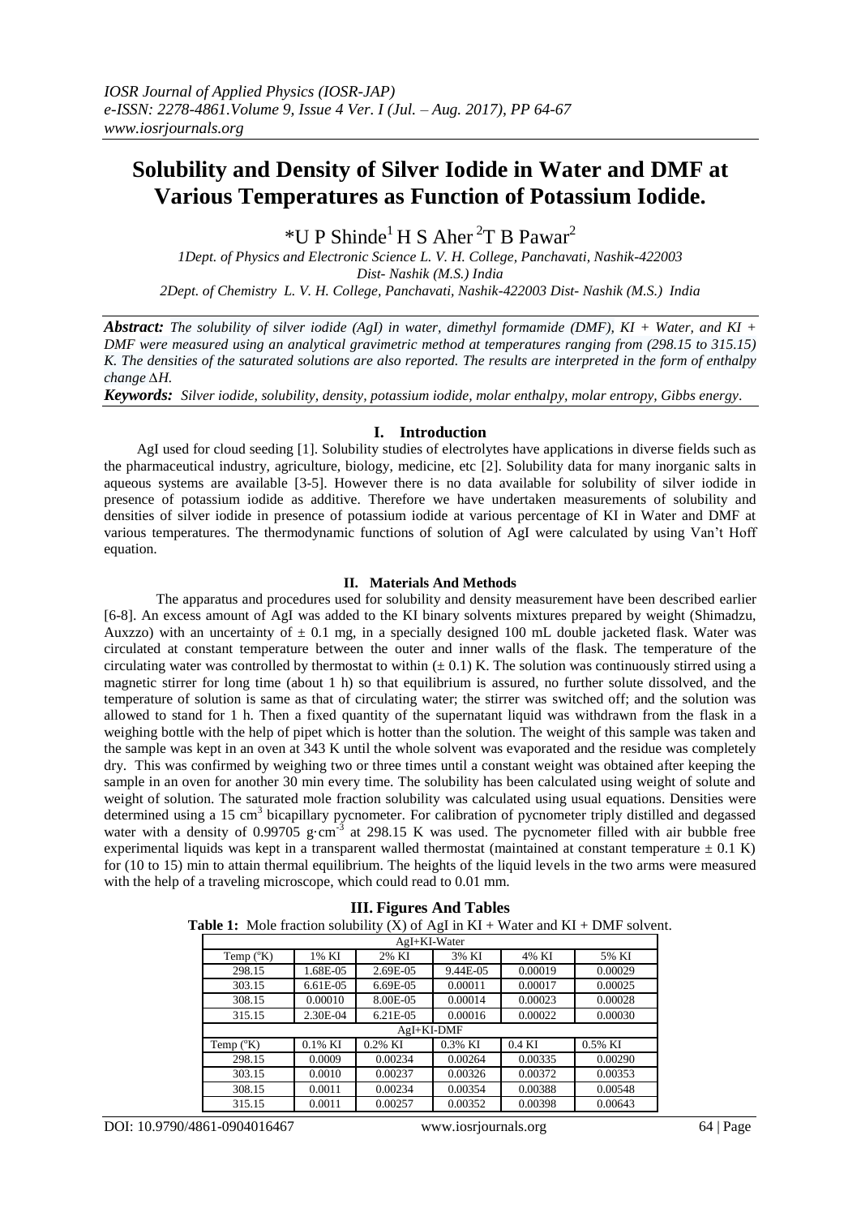# Solubility and Density of Silver Iodide in Water and DMF at Various Temperatures as Function of Potassium Iodide.

*U P Shinde[1] H S Aher [2]T B Pawar[2]

*1Dept. of Physics and Electronic Science L. V. H. College, Panchavati, Nashik-422003 Dist- Nashik (M.S.) India*

*2Dept. of Chemistry L. V. H. College, Panchavati, Nashik-422003 Dist- Nashik (M.S.) India*

***Abstract:*** *The solubility of silver iodide (AgI) in water, dimethyl formamide (DMF), KI + Water, and KI + DMF were measured using an analytical gravimetric method at temperatures ranging from (298.15 to 315.15) K. The densities of the saturated solutions are also reported. The results are interpreted in the form of enthalpy change ∆H.*

***Keywords:*** *Silver iodide, solubility, density, potassium iodide, molar enthalpy, molar entropy, Gibbs energy.*

## I. Introduction

AgI used for cloud seeding [1]. Solubility studies of electrolytes have applications in diverse fields such as the pharmaceutical industry, agriculture, biology, medicine, etc [2]. Solubility data for many inorganic salts in aqueous systems are available [3-5]. However there is no data available for solubility of silver iodide in presence of potassium iodide as additive. Therefore we have undertaken measurements of solubility and densities of silver iodide in presence of potassium iodide at various percentage of KI in Water and DMF at various temperatures. The thermodynamic functions of solution of AgI were calculated by using Van't Hoff equation.

## II. Materials And Methods

The apparatus and procedures used for solubility and density measurement have been described earlier [6-8]. An excess amount of AgI was added to the KI binary solvents mixtures prepared by weight (Shimadzu, Auxzzo) with an uncertainty of ± 0.1 mg, in a specially designed 100 mL double jacketed flask. Water was circulated at constant temperature between the outer and inner walls of the flask. The temperature of the circulating water was controlled by thermostat to within (± 0.1) K. The solution was continuously stirred using a magnetic stirrer for long time (about 1 h) so that equilibrium is assured, no further solute dissolved, and the temperature of solution is same as that of circulating water; the stirrer was switched off; and the solution was allowed to stand for 1 h. Then a fixed quantity of the supernatant liquid was withdrawn from the flask in a weighing bottle with the help of pipet which is hotter than the solution. The weight of this sample was taken and the sample was kept in an oven at 343 K until the whole solvent was evaporated and the residue was completely dry. This was confirmed by weighing two or three times until a constant weight was obtained after keeping the sample in an oven for another 30 min every time. The solubility has been calculated using weight of solute and weight of solution. The saturated mole fraction solubility was calculated using usual equations. Densities were determined using a 15 $cm^3$ bicapillary pycnometer. For calibration of pycnometer triply distilled and degassed water with a density of 0.99705 $g \cdot cm^{-3}$ at 298.15 K was used. The pycnometer filled with air bubble free experimental liquids was kept in a transparent walled thermostat (maintained at constant temperature ± 0.1 K) for (10 to 15) min to attain thermal equilibrium. The heights of the liquid levels in the two arms were measured with the help of a traveling microscope, which could read to 0.01 mm.

## III. Figures And Tables

**Table 1:** Mole fraction solubility (X) of AgI in KI + Water and KI + DMF solvent.

| AgI+KI-Water | | | | | |
|---|---|---|---|---|---|
| Temp (°K) | 1% KI | 2% KI | 3% KI | 4% KI | 5% KI |
| 298.15 | 1.68E-05 | 2.69E-05 | 9.44E-05 | 0.00019 | 0.00029 |
| 303.15 | 6.61E-05 | 6.69E-05 | 0.00011 | 0.00017 | 0.00025 |
| 308.15 | 0.00010 | 8.00E-05 | 0.00014 | 0.00023 | 0.00028 |
| 315.15 | 2.30E-04 | 6.21E-05 | 0.00016 | 0.00022 | 0.00030 |
| **AgI+KI-DMF** | | | | | |
| Temp (°K) | 0.1% KI | 0.2% KI | 0.3% KI | 0.4 KI | 0.5% KI |
| 298.15 | 0.0009 | 0.00234 | 0.00264 | 0.00335 | 0.00290 |
| 303.15 | 0.0010 | 0.00237 | 0.00326 | 0.00372 | 0.00353 |
| 308.15 | 0.0011 | 0.00234 | 0.00354 | 0.00388 | 0.00548 |
| 315.15 | 0.0011 | 0.00257 | 0.00352 | 0.00398 | 0.00643 |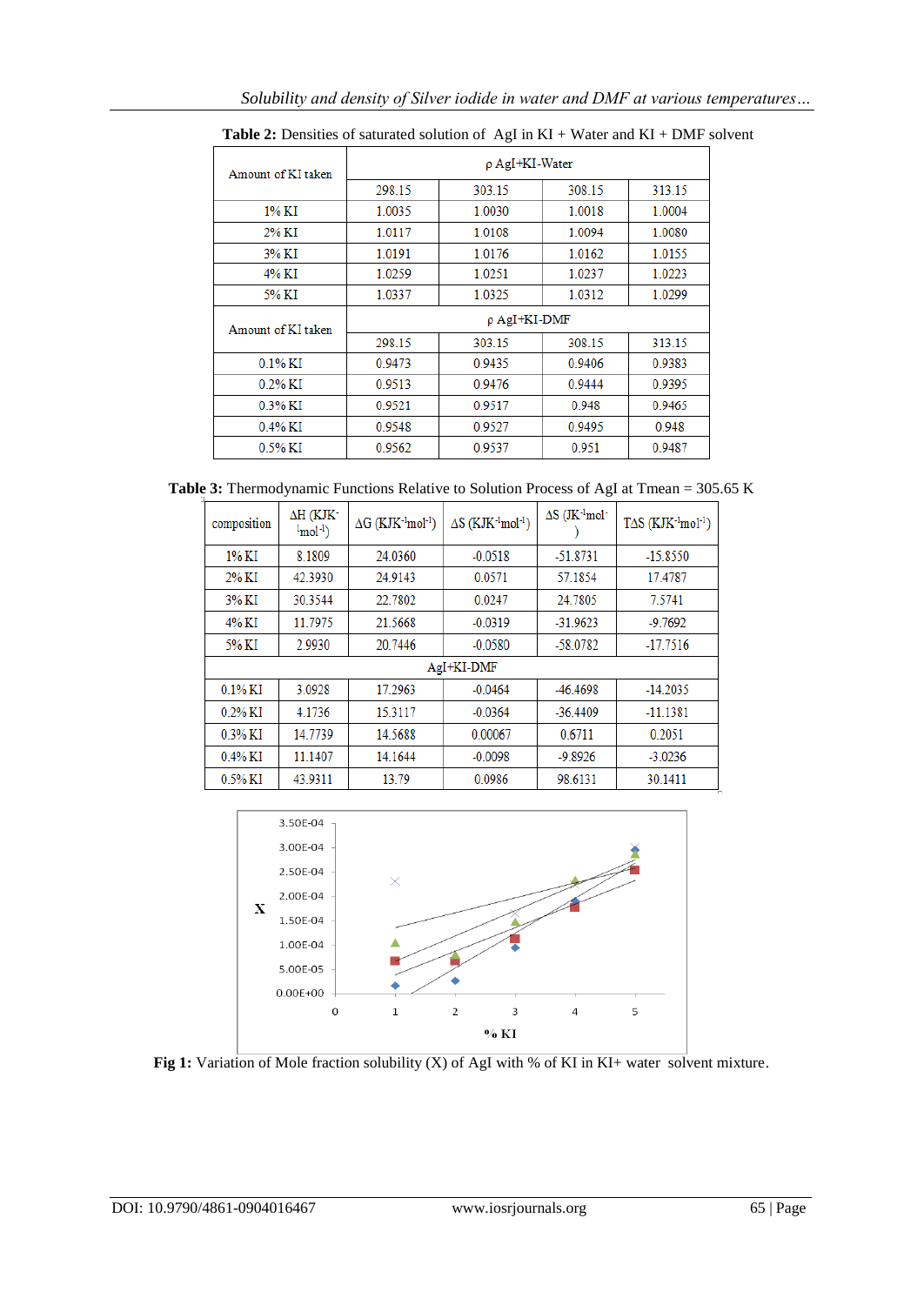**Table 2:** Densities of saturated solution of AgI in KI + Water and KI + DMF solvent

| Amount of KI taken | ρ AgI+KI-Water | | | |
|---|---|---|---|---|
| | 298.15 | 303.15 | 308.15 | 313.15 |
| 1% KI | 1.0035 | 1.0030 | 1.0018 | 1.0004 |
| 2% KI | 1.0117 | 1.0108 | 1.0094 | 1.0080 |
| 3% KI | 1.0191 | 1.0176 | 1.0162 | 1.0155 |
| 4% KI | 1.0259 | 1.0251 | 1.0237 | 1.0223 |
| 5% KI | 1.0337 | 1.0325 | 1.0312 | 1.0299 |
| **Amount of KI taken** | **ρ AgI+KI-DMF** | | | |
| | 298.15 | 303.15 | 308.15 | 313.15 |
| 0.1% KI | 0.9473 | 0.9435 | 0.9406 | 0.9383 |
| 0.2% KI | 0.9513 | 0.9476 | 0.9444 | 0.9395 |
| 0.3% KI | 0.9521 | 0.9517 | 0.948 | 0.9465 |
| 0.4% KI | 0.9548 | 0.9527 | 0.9495 | 0.948 |
| 0.5% KI | 0.9562 | 0.9537 | 0.951 | 0.9487 |

**Table 3:** Thermodynamic Functions Relative to Solution Process of AgI at Tmean = 305.65 K

| composition | ΔH ($KJK^{-1}mol^{-1}$) | ΔG ($KJK^{-1}mol^{-1}$) | ΔS ($KJK^{-1}mol^{-1}$) | ΔS ($JK^{-1}mol^{-1}$) | TΔS ($KJK^{-1}mol^{-1}$) |
|---|---|---|---|---|---|
| 1% KI | 8.1809 | 24.0360 | -0.0518 | -51.8731 | -15.8550 |
| 2% KI | 42.3930 | 24.9143 | 0.0571 | 57.1854 | 17.4787 |
| 3% KI | 30.3544 | 22.7802 | 0.0247 | 24.7805 | 7.5741 |
| 4% KI | 11.7975 | 21.5668 | -0.0319 | -31.9623 | -9.7692 |
| 5% KI | 2.9930 | 20.7446 | -0.0580 | -58.0782 | -17.7516 |
| AgI+KI-DMF | | | | | |
| 0.1% KI | 3.0928 | 17.2963 | -0.0464 | -46.4698 | -14.2035 |
| 0.2% KI | 4.1736 | 15.3117 | -0.0364 | -36.4409 | -11.1381 |
| 0.3% KI | 14.7739 | 14.5688 | 0.00067 | 0.6711 | 0.2051 |
| 0.4% KI | 11.1407 | 14.1644 | -0.0098 | -9.8926 | -3.0236 |
| 0.5% KI | 43.9311 | 13.79 | 0.0986 | 98.6131 | 30.1411 |

**Fig 1:** Variation of Mole fraction solubility (X) of AgI with % of KI in KI+ water solvent mixture.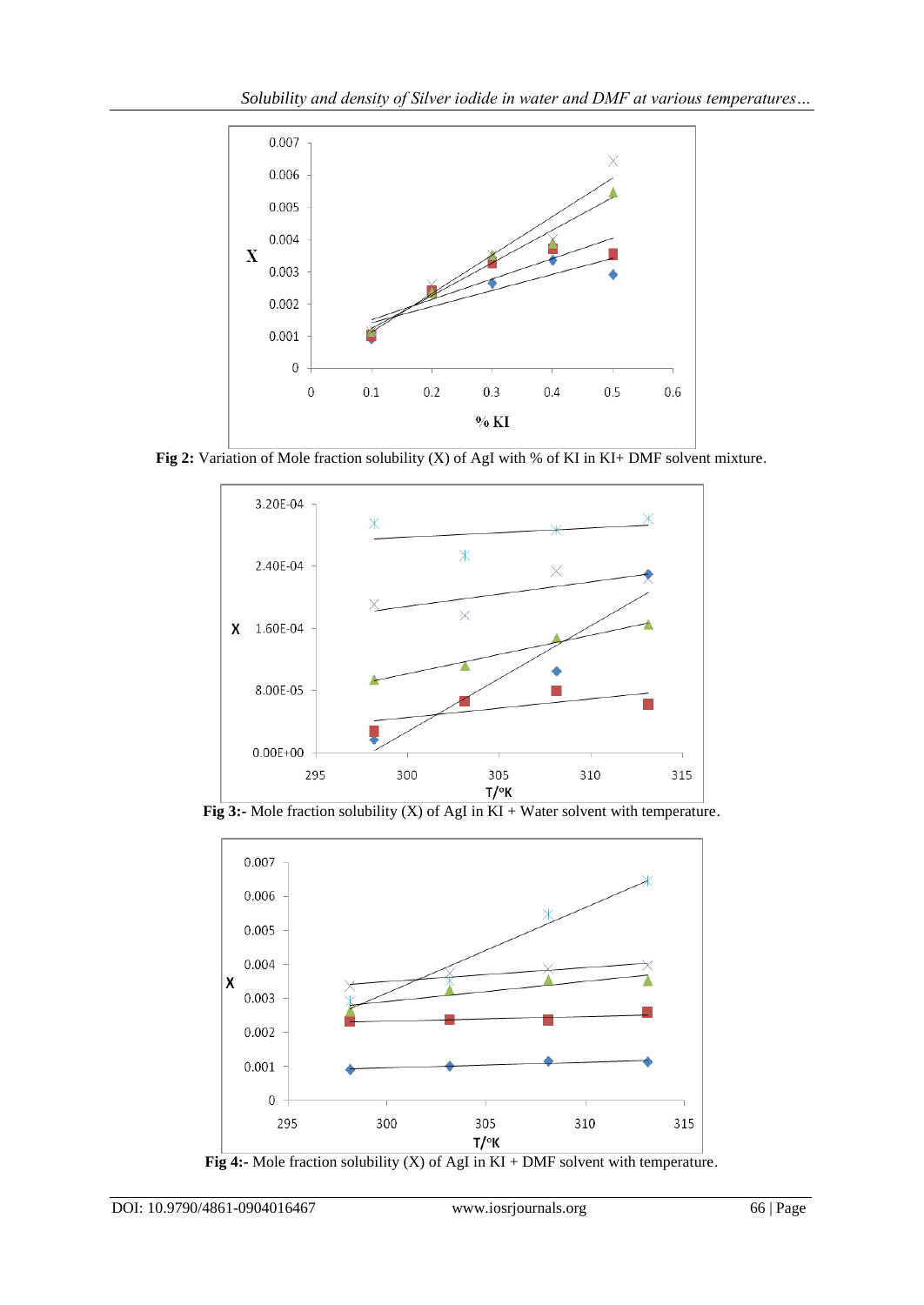Fig 2: Variation of Mole fraction solubility (X) of AgI with % of KI in KI+ DMF solvent mixture.

Fig 3:- Mole fraction solubility (X) of AgI in KI + Water solvent with temperature.

Fig 4:- Mole fraction solubility (X) of AgI in KI + DMF solvent with temperature.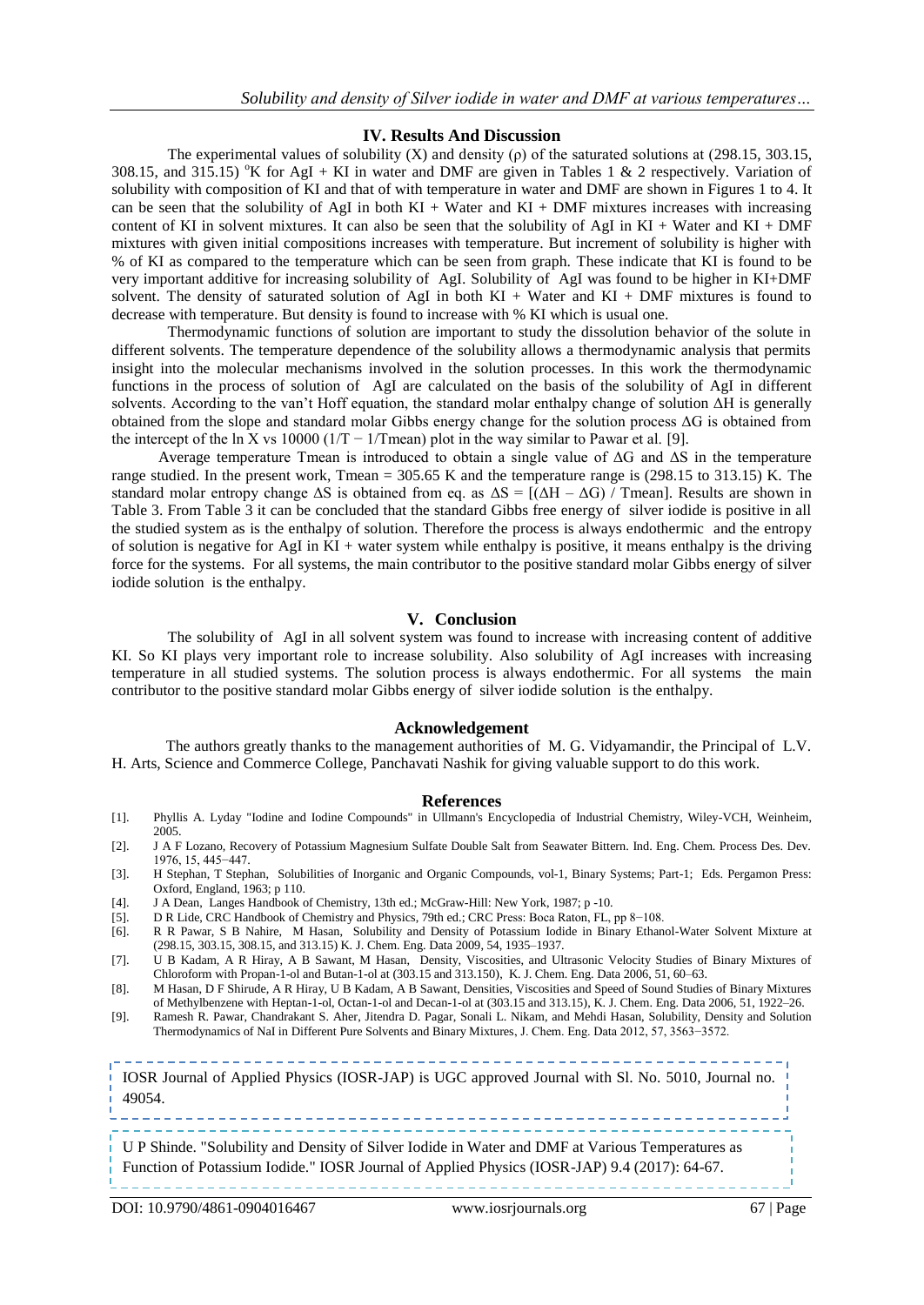## IV. Results And Discussion

The experimental values of solubility (X) and density (ρ) of the saturated solutions at (298.15, 303.15, 308.15, and 315.15) °K for AgI + KI in water and DMF are given in Tables 1 & 2 respectively. Variation of solubility with composition of KI and that of with temperature in water and DMF are shown in Figures 1 to 4. It can be seen that the solubility of AgI in both KI + Water and KI + DMF mixtures increases with increasing content of KI in solvent mixtures. It can also be seen that the solubility of AgI in KI + Water and KI + DMF mixtures with given initial compositions increases with temperature. But increment of solubility is higher with % of KI as compared to the temperature which can be seen from graph. These indicate that KI is found to be very important additive for increasing solubility of AgI. Solubility of AgI was found to be higher in KI+DMF solvent. The density of saturated solution of AgI in both KI + Water and KI + DMF mixtures is found to decrease with temperature. But density is found to increase with % KI which is usual one.

Thermodynamic functions of solution are important to study the dissolution behavior of the solute in different solvents. The temperature dependence of the solubility allows a thermodynamic analysis that permits insight into the molecular mechanisms involved in the solution processes. In this work the thermodynamic functions in the process of solution of AgI are calculated on the basis of the solubility of AgI in different solvents. According to the van't Hoff equation, the standard molar enthalpy change of solution ΔH is generally obtained from the slope and standard molar Gibbs energy change for the solution process ΔG is obtained from the intercept of the ln X vs 10000 (1/T − 1/Tmean) plot in the way similar to Pawar et al. [9].

Average temperature Tmean is introduced to obtain a single value of ΔG and ΔS in the temperature range studied. In the present work, Tmean = 305.65 K and the temperature range is (298.15 to 313.15) K. The standard molar entropy change ΔS is obtained from eq. as $\Delta S = [(\Delta H - \Delta G) / T_{mean}]$. Results are shown in Table 3. From Table 3 it can be concluded that the standard Gibbs free energy of silver iodide is positive in all the studied system as is the enthalpy of solution. Therefore the process is always endothermic and the entropy of solution is negative for AgI in KI + water system while enthalpy is positive, it means enthalpy is the driving force for the systems. For all systems, the main contributor to the positive standard molar Gibbs energy of silver iodide solution is the enthalpy.

## V. Conclusion

The solubility of AgI in all solvent system was found to increase with increasing content of additive KI. So KI plays very important role to increase solubility. Also solubility of AgI increases with increasing temperature in all studied systems. The solution process is always endothermic. For all systems the main contributor to the positive standard molar Gibbs energy of silver iodide solution is the enthalpy.

## Acknowledgement

The authors greatly thanks to the management authorities of M. G. Vidyamandir, the Principal of L.V. H. Arts, Science and Commerce College, Panchavati Nashik for giving valuable support to do this work.

## References

[1]. Phyllis A. Lyday "Iodine and Iodine Compounds" in Ullmann's Encyclopedia of Industrial Chemistry, Wiley-VCH, Weinheim, 2005.

[2]. J A F Lozano, Recovery of Potassium Magnesium Sulfate Double Salt from Seawater Bittern. Ind. Eng. Chem. Process Des. Dev. 1976, 15, 445−447.

[3]. H Stephan, T Stephan, Solubilities of Inorganic and Organic Compounds, vol-1, Binary Systems; Part-1; Eds. Pergamon Press: Oxford, England, 1963; p 110.

[4]. J A Dean, Langes Handbook of Chemistry, 13th ed.; McGraw-Hill: New York, 1987; p -10.

[5]. D R Lide, CRC Handbook of Chemistry and Physics, 79th ed.; CRC Press: Boca Raton, FL, pp 8−108.

[6]. R R Pawar, S B Nahire, M Hasan, Solubility and Density of Potassium Iodide in Binary Ethanol-Water Solvent Mixture at (298.15, 303.15, 308.15, and 313.15) K. J. Chem. Eng. Data 2009, 54, 1935–1937.

[7]. U B Kadam, A R Hiray, A B Sawant, M Hasan, Density, Viscosities, and Ultrasonic Velocity Studies of Binary Mixtures of Chloroform with Propan-1-ol and Butan-1-ol at (303.15 and 313.150), K. J. Chem. Eng. Data 2006, 51, 60–63.

[8]. M Hasan, D F Shirude, A R Hiray, U B Kadam, A B Sawant, Densities, Viscosities and Speed of Sound Studies of Binary Mixtures of Methylbenzene with Heptan-1-ol, Octan-1-ol and Decan-1-ol at (303.15 and 313.15), K. J. Chem. Eng. Data 2006, 51, 1922–26.

[9]. Ramesh R. Pawar, Chandrakant S. Aher, Jitendra D. Pagar, Sonali L. Nikam, and Mehdi Hasan, Solubility, Density and Solution Thermodynamics of NaI in Different Pure Solvents and Binary Mixtures, J. Chem. Eng. Data 2012, 57, 3563−3572.

IOSR Journal of Applied Physics (IOSR-JAP) is UGC approved Journal with Sl. No. 5010, Journal no. 49054.

U P Shinde. "Solubility and Density of Silver Iodide in Water and DMF at Various Temperatures as Function of Potassium Iodide." IOSR Journal of Applied Physics (IOSR-JAP) 9.4 (2017): 64-67.